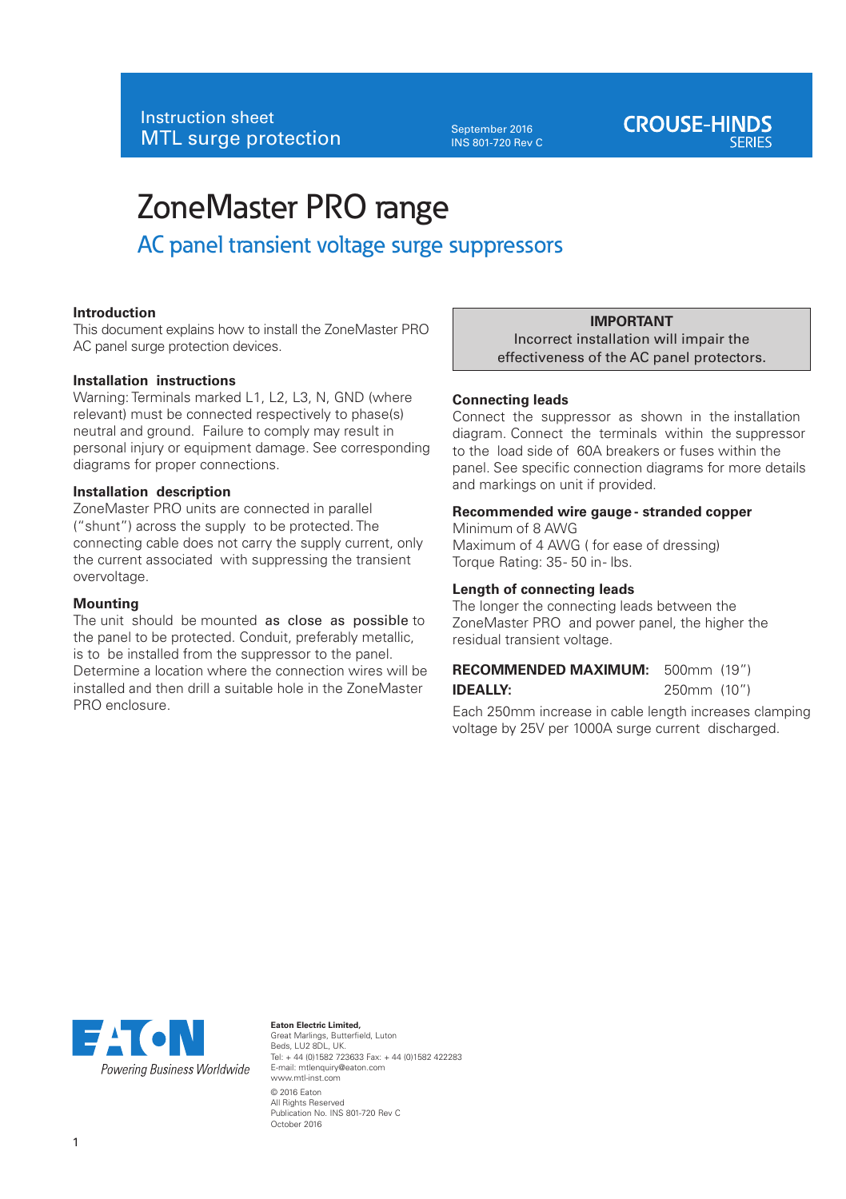Instruction sheet
MTL surge protection

September 2016
INS 801-720 Rev C

CROUSE-HINDS SERIES

# ZoneMaster PRO range

## AC panel transient voltage surge suppressors

**Introduction**
This document explains how to install the ZoneMaster PRO AC panel surge protection devices.

**Installation instructions**
Warning: Terminals marked L1, L2, L3, N, GND (where relevant) must be connected respectively to phase(s) neutral and ground. Failure to comply may result in personal injury or equipment damage. See corresponding diagrams for proper connections.

**Installation description**
ZoneMaster PRO units are connected in parallel ("shunt") across the supply to be protected. The connecting cable does not carry the supply current, only the current associated with suppressing the transient overvoltage.

**Mounting**
The unit should be mounted as close as possible to the panel to be protected. Conduit, preferably metallic, is to be installed from the suppressor to the panel. Determine a location where the connection wires will be installed and then drill a suitable hole in the ZoneMaster PRO enclosure.

**IMPORTANT**
Incorrect installation will impair the effectiveness of the AC panel protectors.

**Connecting leads**
Connect the suppressor as shown in the installation diagram. Connect the terminals within the suppressor to the load side of 60A breakers or fuses within the panel. See specific connection diagrams for more details and markings on unit if provided.

**Recommended wire gauge - stranded copper**
Minimum of 8 AWG
Maximum of 4 AWG ( for ease of dressing)
Torque Rating: 35- 50 in- lbs.

**Length of connecting leads**
The longer the connecting leads between the ZoneMaster PRO and power panel, the higher the residual transient voltage.

| | |
|---|---|
| **RECOMMENDED MAXIMUM:** | 500mm (19") |
| **IDEALLY:** | 250mm (10") |

Each 250mm increase in cable length increases clamping voltage by 25V per 1000A surge current discharged.

EATON
Powering Business Worldwide

**Eaton Electric Limited,**
Great Marlings, Butterfield, Luton
Beds, LU2 8DL, UK.
Tel: + 44 (0)1582 723633 Fax: + 44 (0)1582 422283
E-mail: mtlenquiry@eaton.com
www.mtl-inst.com

© 2016 Eaton
All Rights Reserved
Publication No. INS 801-720 Rev C
October 2016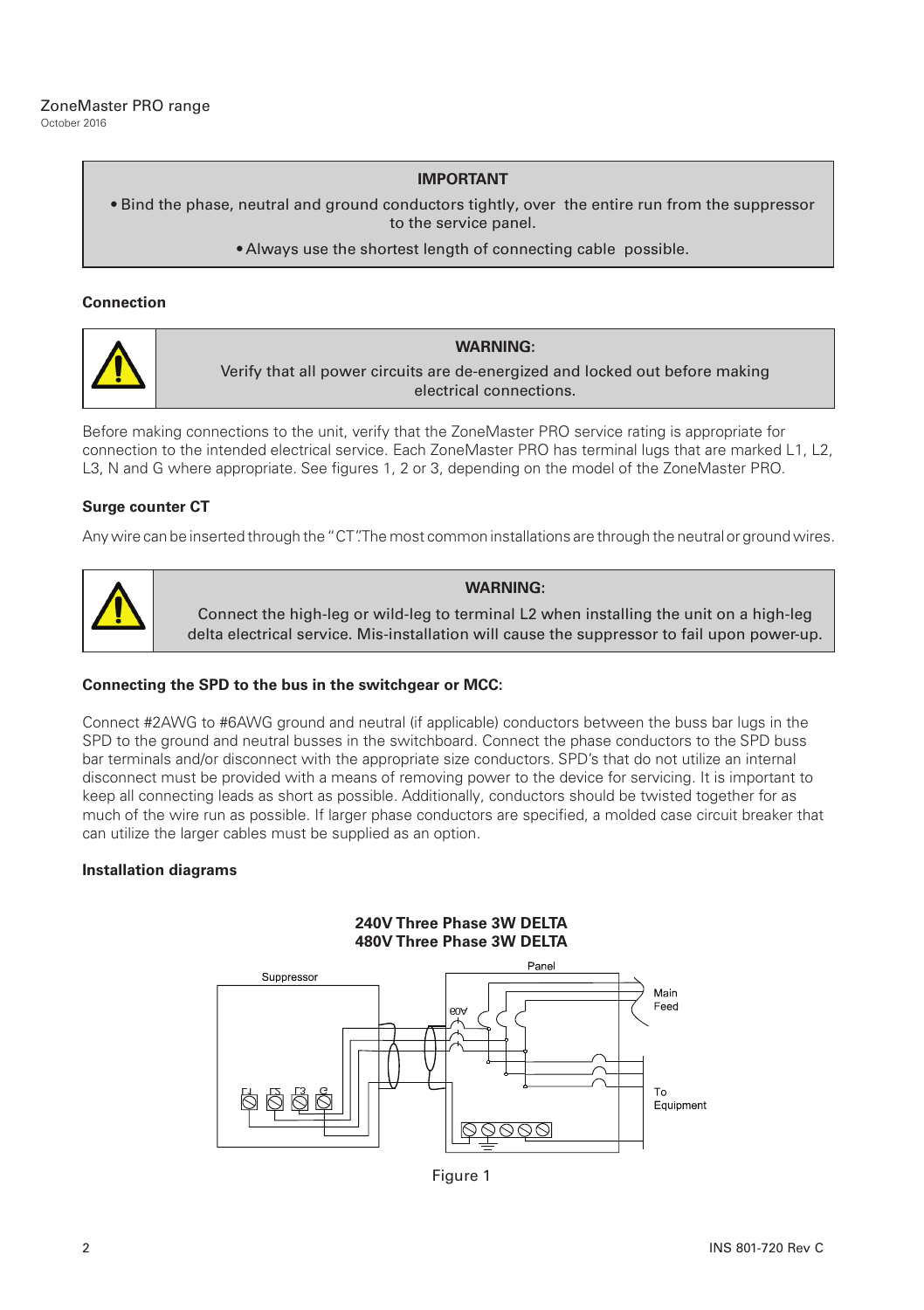**IMPORTANT**

- Bind the phase, neutral and ground conductors tightly, over the entire run from the suppressor to the service panel.
- Always use the shortest length of connecting cable possible.

### Connection

**WARNING:**
Verify that all power circuits are de-energized and locked out before making electrical connections.

Before making connections to the unit, verify that the ZoneMaster PRO service rating is appropriate for connection to the intended electrical service. Each ZoneMaster PRO has terminal lugs that are marked L1, L2, L3, N and G where appropriate. See figures 1, 2 or 3, depending on the model of the ZoneMaster PRO.

### Surge counter CT

Any wire can be inserted through the "CT". The most common installations are through the neutral or ground wires.

**WARNING:**
Connect the high-leg or wild-leg to terminal L2 when installing the unit on a high-leg delta electrical service. Mis-installation will cause the suppressor to fail upon power-up.

### Connecting the SPD to the bus in the switchgear or MCC:

Connect #2AWG to #6AWG ground and neutral (if applicable) conductors between the buss bar lugs in the SPD to the ground and neutral busses in the switchboard. Connect the phase conductors to the SPD buss bar terminals and/or disconnect with the appropriate size conductors. SPD's that do not utilize an internal disconnect must be provided with a means of removing power to the device for servicing. It is important to keep all connecting leads as short as possible. Additionally, conductors should be twisted together for as much of the wire run as possible. If larger phase conductors are specified, a molded case circuit breaker that can utilize the larger cables must be supplied as an option.

### Installation diagrams

**240V Three Phase 3W DELTA**
**480V Three Phase 3W DELTA**

Suppressor — L1, L2, L3, G — Panel — 60A — Main Feed — To Equipment

Figure 1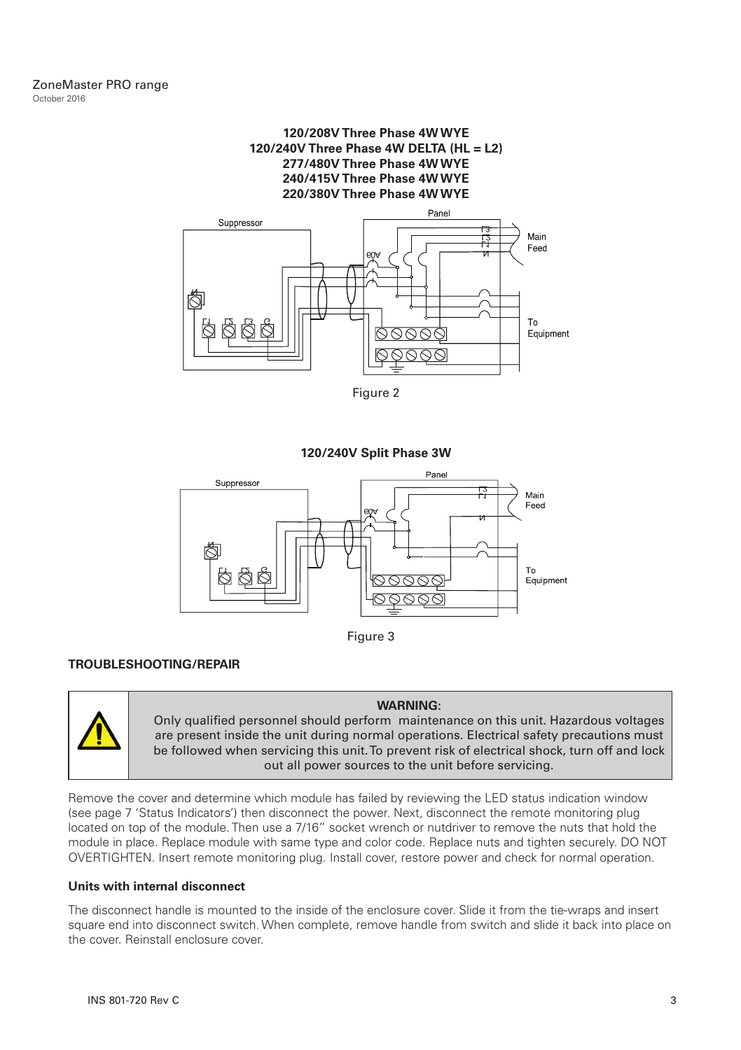**120/208V Three Phase 4W WYE**
**120/240V Three Phase 4W DELTA (HL = L2)**
**277/480V Three Phase 4W WYE**
**240/415V Three Phase 4W WYE**
**220/380V Three Phase 4W WYE**

Figure 2

**120/240V Split Phase 3W**

Figure 3

## TROUBLESHOOTING/REPAIR

> **WARNING:**
> Only qualified personnel should perform maintenance on this unit. Hazardous voltages are present inside the unit during normal operations. Electrical safety precautions must be followed when servicing this unit. To prevent risk of electrical shock, turn off and lock out all power sources to the unit before servicing.

Remove the cover and determine which module has failed by reviewing the LED status indication window (see page 7 'Status Indicators') then disconnect the power. Next, disconnect the remote monitoring plug located on top of the module. Then use a 7/16" socket wrench or nutdriver to remove the nuts that hold the module in place. Replace module with same type and color code. Replace nuts and tighten securely. DO NOT OVERTIGHTEN. Insert remote monitoring plug. Install cover, restore power and check for normal operation.

### Units with internal disconnect

The disconnect handle is mounted to the inside of the enclosure cover. Slide it from the tie-wraps and insert square end into disconnect switch. When complete, remove handle from switch and slide it back into place on the cover. Reinstall enclosure cover.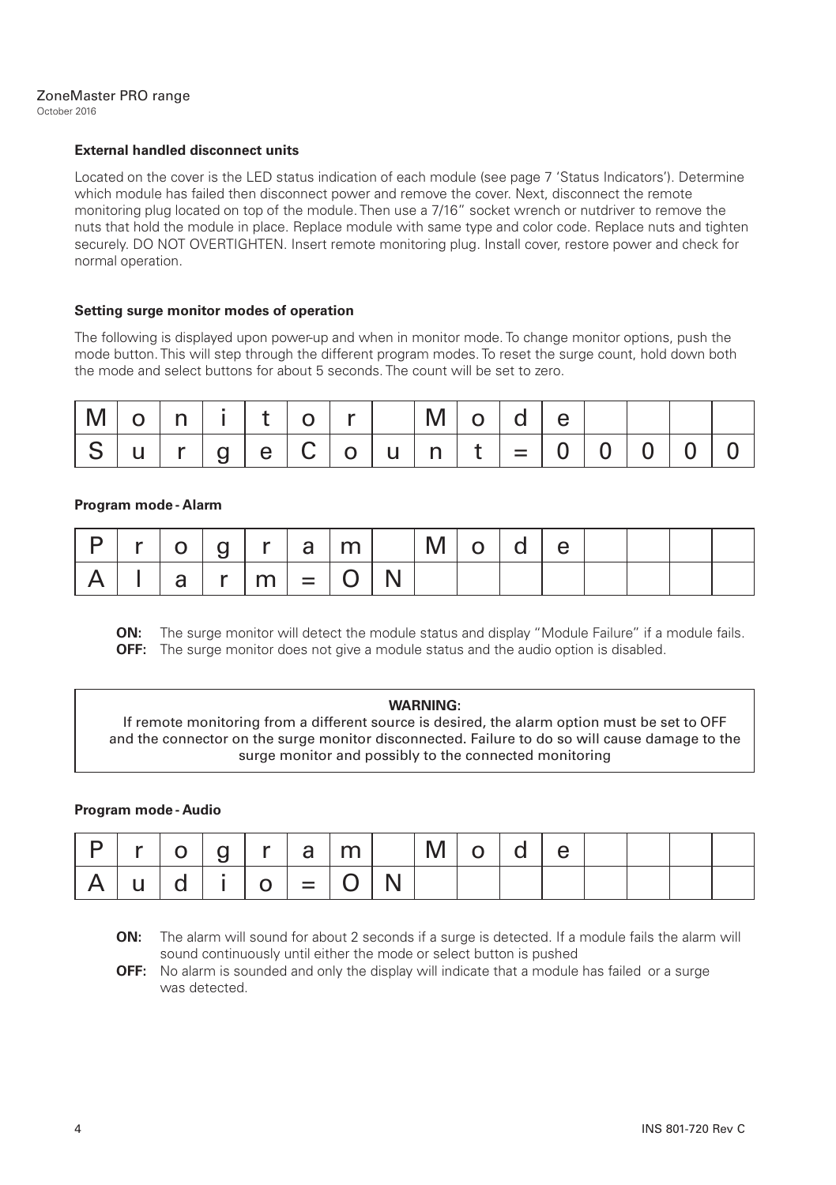### External handled disconnect units

Located on the cover is the LED status indication of each module (see page 7 'Status Indicators'). Determine which module has failed then disconnect power and remove the cover. Next, disconnect the remote monitoring plug located on top of the module. Then use a 7/16" socket wrench or nutdriver to remove the nuts that hold the module in place. Replace module with same type and color code. Replace nuts and tighten securely. DO NOT OVERTIGHTEN. Insert remote monitoring plug. Install cover, restore power and check for normal operation.

### Setting surge monitor modes of operation

The following is displayed upon power-up and when in monitor mode. To change monitor options, push the mode button. This will step through the different program modes. To reset the surge count, hold down both the mode and select buttons for about 5 seconds. The count will be set to zero.

| M | o | n | i | t | o | r | | M | o | d | e | | | | |
|---|---|---|---|---|---|---|---|---|---|---|---|---|---|---|---|
| S | u | r | g | e | C | o | u | n | t | = | 0 | 0 | 0 | 0 | 0 |

### Program mode - Alarm

| P | r | o | g | r | a | m | | M | o | d | e | | | | |
|---|---|---|---|---|---|---|---|---|---|---|---|---|---|---|---|
| A | l | a | r | m | = | O | N | | | | | | | | |

**ON:** The surge monitor will detect the module status and display "Module Failure" if a module fails.
**OFF:** The surge monitor does not give a module status and the audio option is disabled.

> **WARNING:**
> If remote monitoring from a different source is desired, the alarm option must be set to OFF and the connector on the surge monitor disconnected. Failure to do so will cause damage to the surge monitor and possibly to the connected monitoring

### Program mode - Audio

| P | r | o | g | r | a | m | | M | o | d | e | | | | |
|---|---|---|---|---|---|---|---|---|---|---|---|---|---|---|---|
| A | u | d | i | o | = | O | N | | | | | | | | |

**ON:** The alarm will sound for about 2 seconds if a surge is detected. If a module fails the alarm will sound continuously until either the mode or select button is pushed
**OFF:** No alarm is sounded and only the display will indicate that a module has failed or a surge was detected.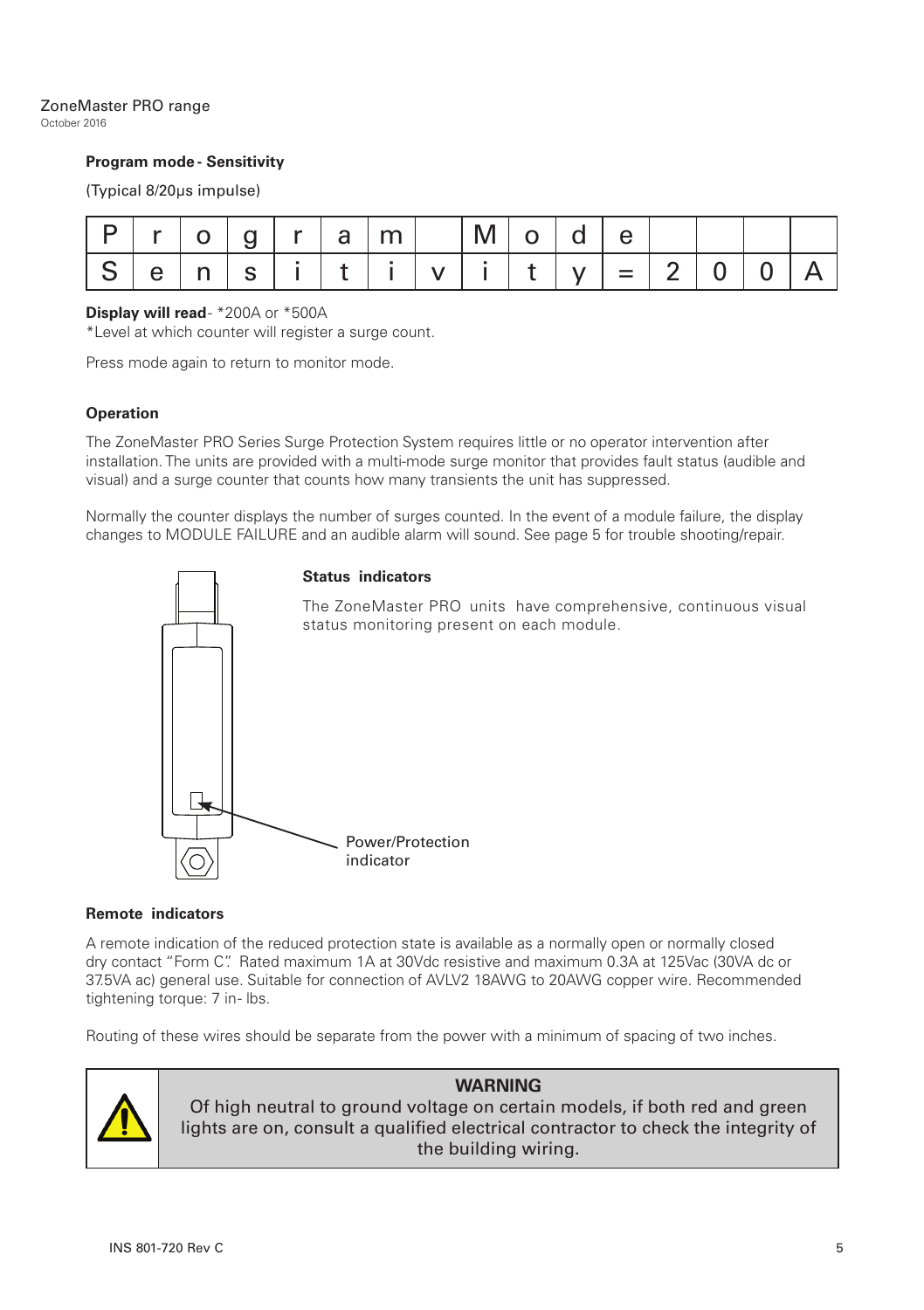## Program mode - Sensitivity

(Typical 8/20µs impulse)

| P | r | o | g | r | a | m | | M | o | d | e | | | | |
|---|---|---|---|---|---|---|---|---|---|---|---|---|---|---|---|
| S | e | n | s | i | t | i | v | i | t | y | = | 2 | 0 | 0 | A |

**Display will read**- *200A or *500A
*Level at which counter will register a surge count.

Press mode again to return to monitor mode.

### Operation

The ZoneMaster PRO Series Surge Protection System requires little or no operator intervention after installation. The units are provided with a multi-mode surge monitor that provides fault status (audible and visual) and a surge counter that counts how many transients the unit has suppressed.

Normally the counter displays the number of surges counted. In the event of a module failure, the display changes to MODULE FAILURE and an audible alarm will sound. See page 5 for trouble shooting/repair.

### Status indicators

The ZoneMaster PRO units have comprehensive, continuous visual status monitoring present on each module.

Power/Protection indicator

### Remote indicators

A remote indication of the reduced protection state is available as a normally open or normally closed dry contact "Form C". Rated maximum 1A at 30Vdc resistive and maximum 0.3A at 125Vac (30VA dc or 37.5VA ac) general use. Suitable for connection of AVLV2 18AWG to 20AWG copper wire. Recommended tightening torque: 7 in- lbs.

Routing of these wires should be separate from the power with a minimum of spacing of two inches.

**WARNING**

Of high neutral to ground voltage on certain models, if both red and green lights are on, consult a qualified electrical contractor to check the integrity of the building wiring.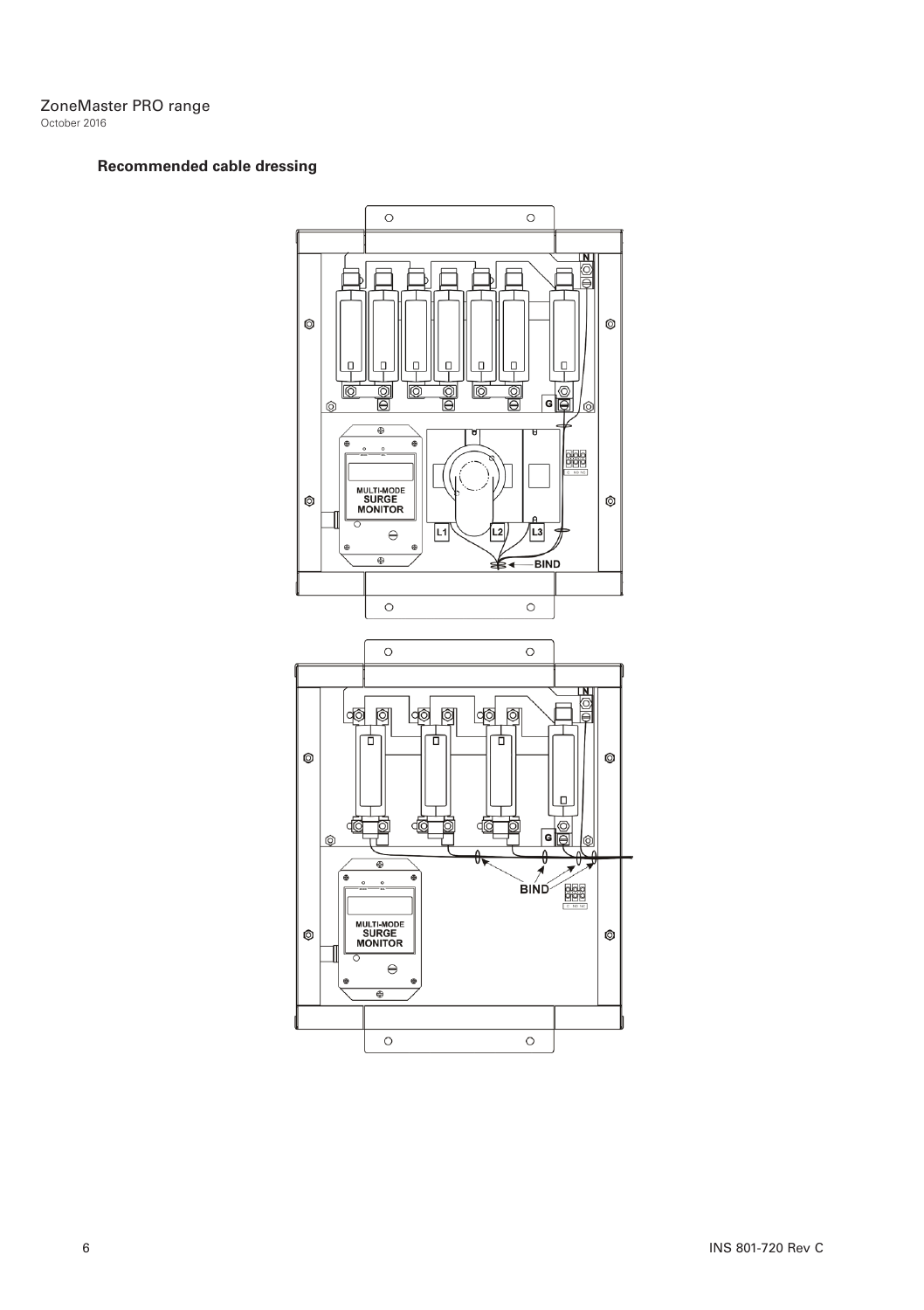## Recommended cable dressing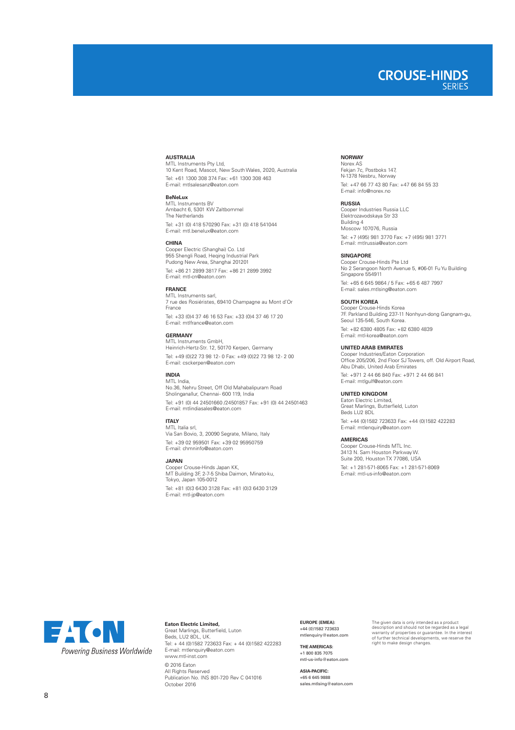CROUSE-HINDS SERIES

**AUSTRALIA**
MTL Instruments Pty Ltd,
10 Kent Road, Mascot, New South Wales, 2020, Australia
Tel: +61 1300 308 374 Fax: +61 1300 308 463
E-mail: mtlsalesanz@eaton.com

**BeNeLux**
MTL Instruments BV
Ambacht 6, 5301 KW Zaltbommel
The Netherlands
Tel: +31 (0) 418 570290 Fax: +31 (0) 418 541044
E-mail: mtl.benelux@eaton.com

**CHINA**
Cooper Electric (Shanghai) Co. Ltd
955 Shengli Road, Heqing Industrial Park
Pudong New Area, Shanghai 201201
Tel: +86 21 2899 3817 Fax: +86 21 2899 3992
E-mail: mtl-cn@eaton.com

**FRANCE**
MTL Instruments sarl,
7 rue des Rosiéristes, 69410 Champagne au Mont d'Or
France
Tel: +33 (0)4 37 46 16 53 Fax: +33 (0)4 37 46 17 20
E-mail: mtlfrance@eaton.com

**GERMANY**
MTL Instruments GmbH,
Heinrich-Hertz-Str. 12, 50170 Kerpen, Germany
Tel: +49 (0)22 73 98 12- 0 Fax: +49 (0)22 73 98 12- 2 00
E-mail: csckerpen@eaton.com

**INDIA**
MTL India,
No.36, Nehru Street, Off Old Mahabalipuram Road
Sholinganallur, Chennai- 600 119, India
Tel: +91 (0) 44 24501660 /24501857 Fax: +91 (0) 44 24501463
E-mail: mtlindiasales@eaton.com

**ITALY**
MTL Italia srl,
Via San Bovio, 3, 20090 Segrate, Milano, Italy
Tel: +39 02 959501 Fax: +39 02 95950759
E-mail: chmninfo@eaton.com

**JAPAN**
Cooper Crouse-Hinds Japan KK,
MT Building 3F, 2-7-5 Shiba Daimon, Minato-ku,
Tokyo, Japan 105-0012
Tel: +81 (0)3 6430 3128 Fax: +81 (0)3 6430 3129
E-mail: mtl-jp@eaton.com

**NORWAY**
Norex AS
Fekjan 7c, Postboks 147,
N-1378 Nesbru, Norway
Tel: +47 66 77 43 80 Fax: +47 66 84 55 33
E-mail: info@norex.no

**RUSSIA**
Cooper Industries Russia LLC
Elektrozavodskaya Str 33
Building 4
Moscow 107076, Russia
Tel: +7 (495) 981 3770 Fax: +7 (495) 981 3771
E-mail: mtlrussia@eaton.com

**SINGAPORE**
Cooper Crouse-Hinds Pte Ltd
No 2 Serangoon North Avenue 5, #06-01 Fu Yu Building
Singapore 554911
Tel: +65 6 645 9864 / 5 Fax: +65 6 487 7997
E-mail: sales.mtlsing@eaton.com

**SOUTH KOREA**
Cooper Crouse-Hinds Korea
7F. Parkland Building 237-11 Nonhyun-dong Gangnam-gu,
Seoul 135-546, South Korea.
Tel: +82 6380 4805 Fax: +82 6380 4839
E-mail: mtl-korea@eaton.com

**UNITED ARAB EMIRATES**
Cooper Industries/Eaton Corporation
Office 205/206, 2nd Floor SJ Towers, off. Old Airport Road,
Abu Dhabi, United Arab Emirates
Tel: +971 2 44 66 840 Fax: +971 2 44 66 841
E-mail: mtlgulf@eaton.com

**UNITED KINGDOM**
Eaton Electric Limited,
Great Marlings, Butterfield, Luton
Beds LU2 8DL
Tel: +44 (0)1582 723633 Fax: +44 (0)1582 422283
E-mail: mtlenquiry@eaton.com

**AMERICAS**
Cooper Crouse-Hinds MTL Inc.
3413 N. Sam Houston Parkway W.
Suite 200, Houston TX 77086, USA
Tel: +1 281-571-8065 Fax: +1 281-571-8069
E-mail: mtl-us-info@eaton.com

EATON
*Powering Business Worldwide*

**Eaton Electric Limited,**
Great Marlings, Butterfield, Luton
Beds, LU2 8DL, UK.
Tel: + 44 (0)1582 723633 Fax: + 44 (0)1582 422283
E-mail: mtlenquiry@eaton.com
www.mtl-inst.com

© 2016 Eaton
All Rights Reserved
Publication No. INS 801-720 Rev C 041016
October 2016

**EUROPE (EMEA):**
+44 (0)1582 723633
mtlenquiry@eaton.com

**THE AMERICAS:**
+1 800 835 7075
mtl-us-info@eaton.com

**ASIA-PACIFIC:**
+65 6 645 9888
sales.mtlsing@eaton.com

The given data is only intended as a product description and should not be regarded as a legal warranty of properties or guarantee. In the interest of further technical developments, we reserve the right to make design changes.